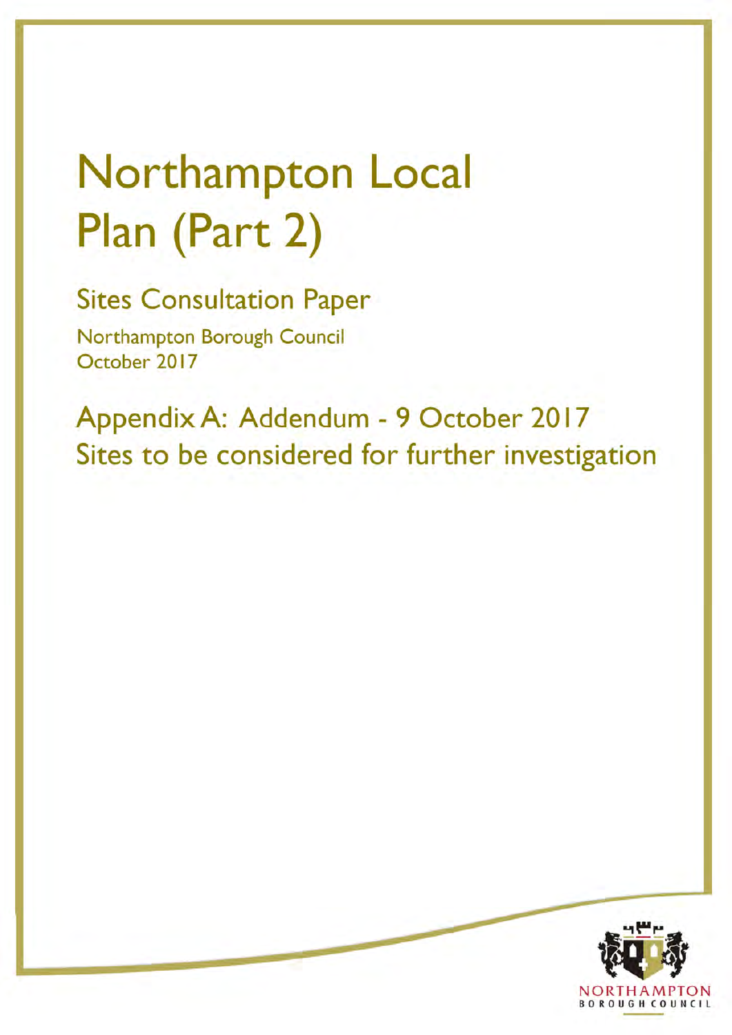# Northampton Local Plan (Part 2)

## Sites Consultation Paper

Northampton Borough Council
October 2017

## Appendix A: Addendum - 9 October 2017
## Sites to be considered for further investigation

NORTHAMPTON
BOROUGH COUNCIL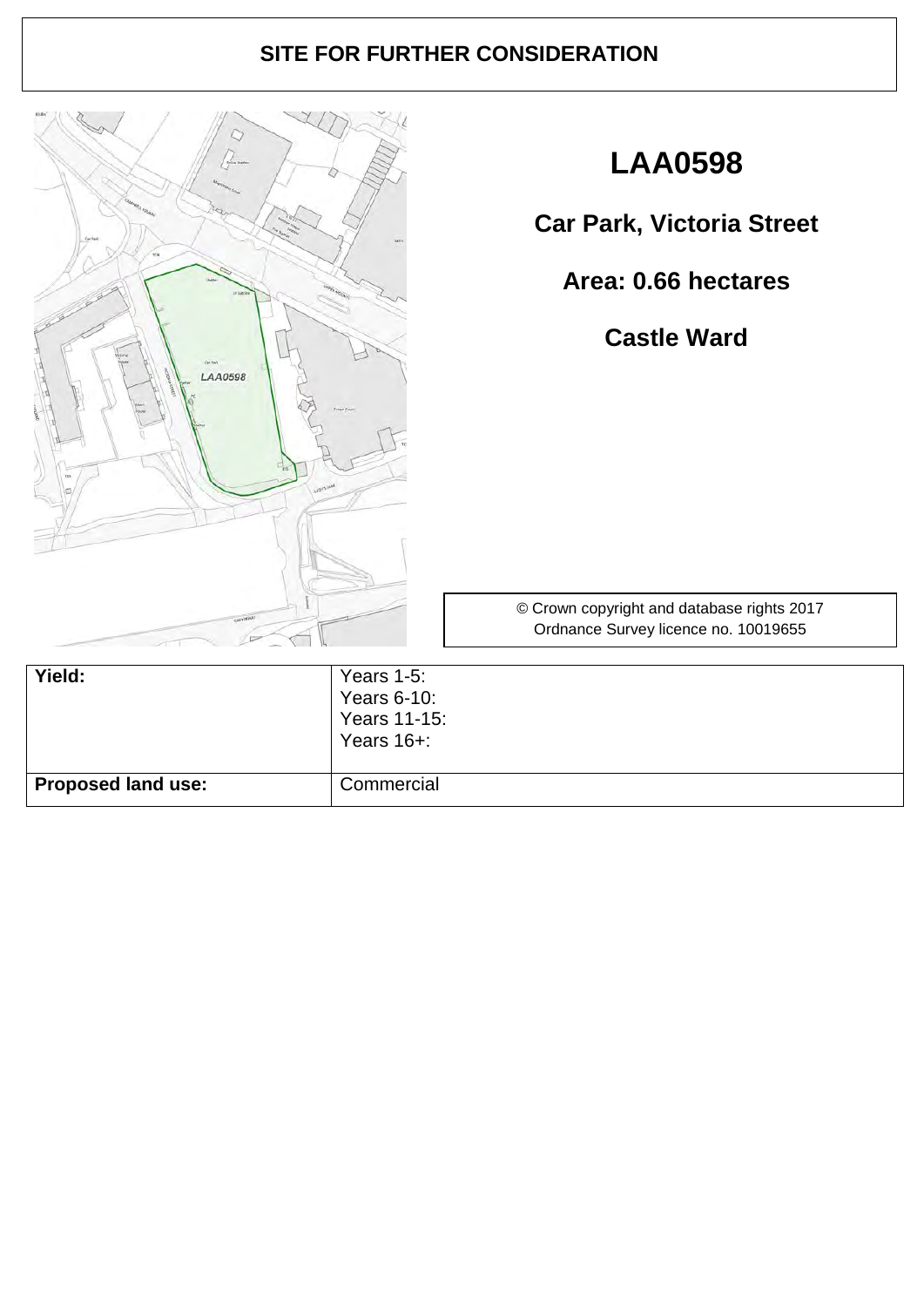**SITE FOR FURTHER CONSIDERATION**

# LAA0598

## Car Park, Victoria Street

## Area: 0.66 hectares

## Castle Ward

© Crown copyright and database rights 2017
Ordnance Survey licence no. 10019655

| | |
|---|---|
| **Yield:** | Years 1-5:<br>Years 6-10:<br>Years 11-15:<br>Years 16+: |
| **Proposed land use:** | Commercial |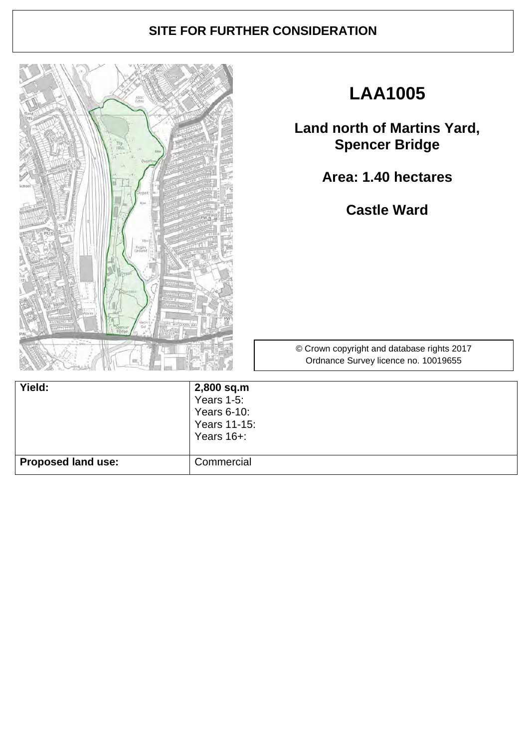**SITE FOR FURTHER CONSIDERATION**

# LAA1005

## Land north of Martins Yard, Spencer Bridge

### Area: 1.40 hectares

### Castle Ward

© Crown copyright and database rights 2017
Ordnance Survey licence no. 10019655

| | |
|---|---|
| **Yield:** | **2,800 sq.m**<br>Years 1-5:<br>Years 6-10:<br>Years 11-15:<br>Years 16+: |
| **Proposed land use:** | Commercial |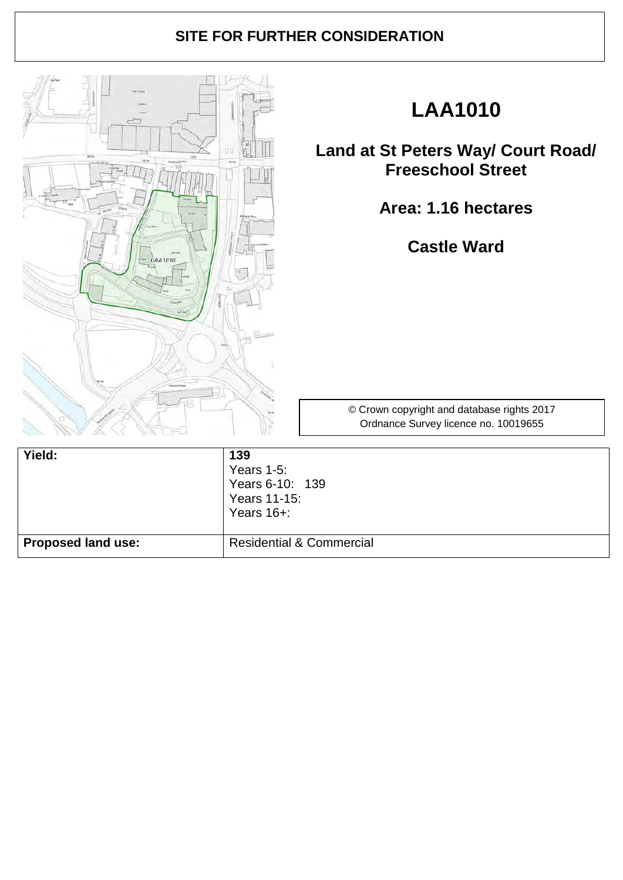**SITE FOR FURTHER CONSIDERATION**

# LAA1010

## Land at St Peters Way/ Court Road/ Freeschool Street

### Area: 1.16 hectares

### Castle Ward

© Crown copyright and database rights 2017
Ordnance Survey licence no. 10019655

| | |
|---|---|
| **Yield:** | **139**<br>Years 1-5:<br>Years 6-10: 139<br>Years 11-15:<br>Years 16+: |
| **Proposed land use:** | Residential & Commercial |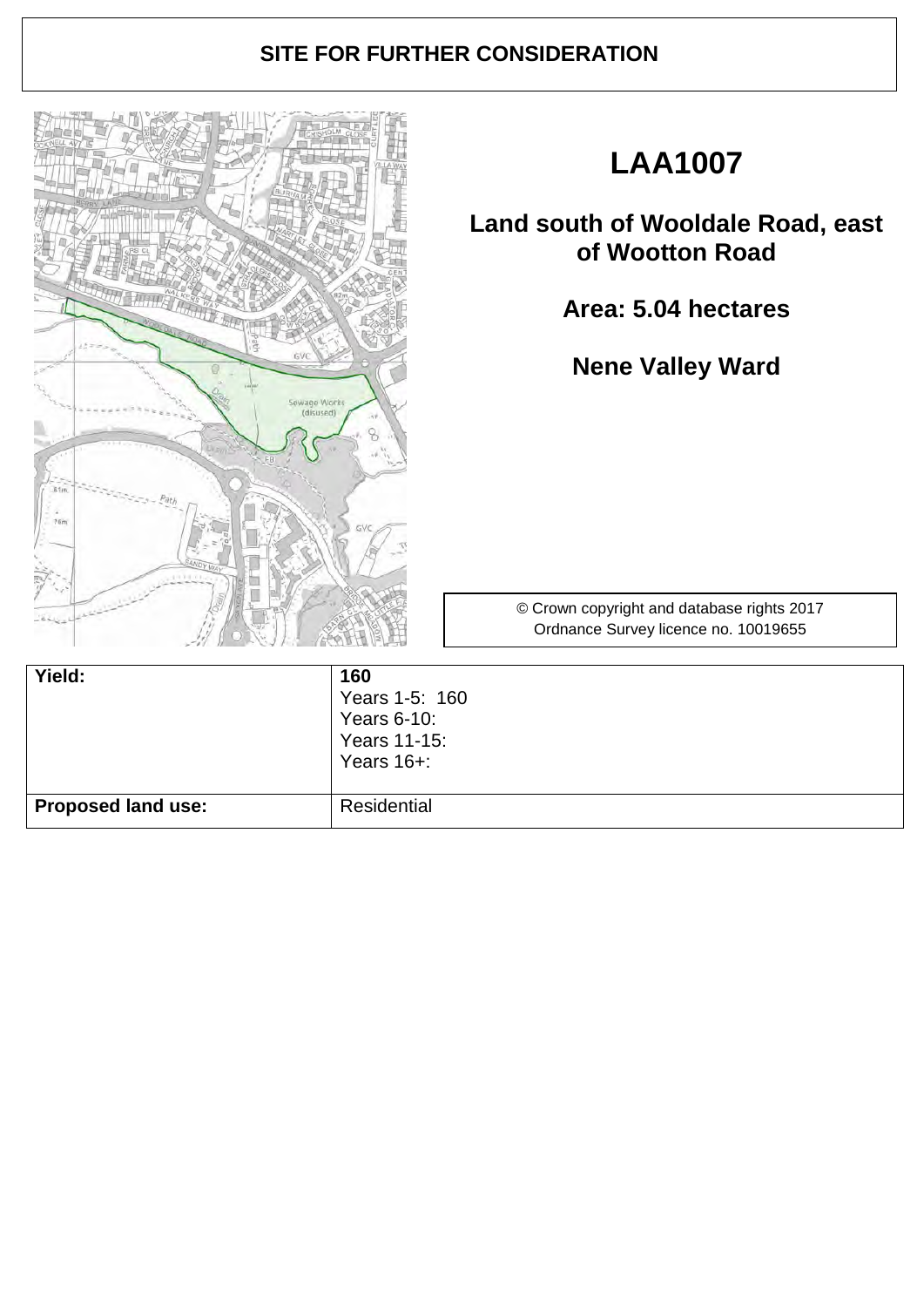**SITE FOR FURTHER CONSIDERATION**

# LAA1007

## Land south of Wooldale Road, east of Wootton Road

### Area: 5.04 hectares

### Nene Valley Ward

© Crown copyright and database rights 2017
Ordnance Survey licence no. 10019655

| | |
|---|---|
| **Yield:** | **160**<br>Years 1-5: 160<br>Years 6-10:<br>Years 11-15:<br>Years 16+: |
| **Proposed land use:** | Residential |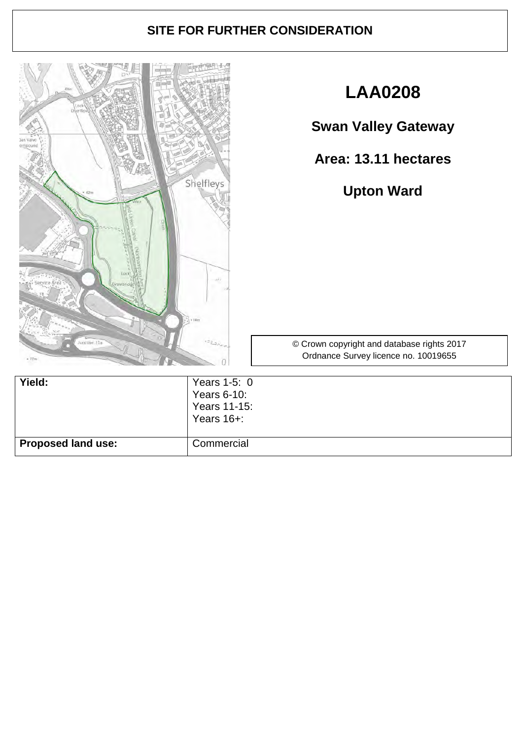**SITE FOR FURTHER CONSIDERATION**

# LAA0208

## Swan Valley Gateway

## Area: 13.11 hectares

## Upton Ward

© Crown copyright and database rights 2017
Ordnance Survey licence no. 10019655

| | |
|---|---|
| **Yield:** | Years 1-5: 0<br>Years 6-10:<br>Years 11-15:<br>Years 16+: |
| **Proposed land use:** | Commercial |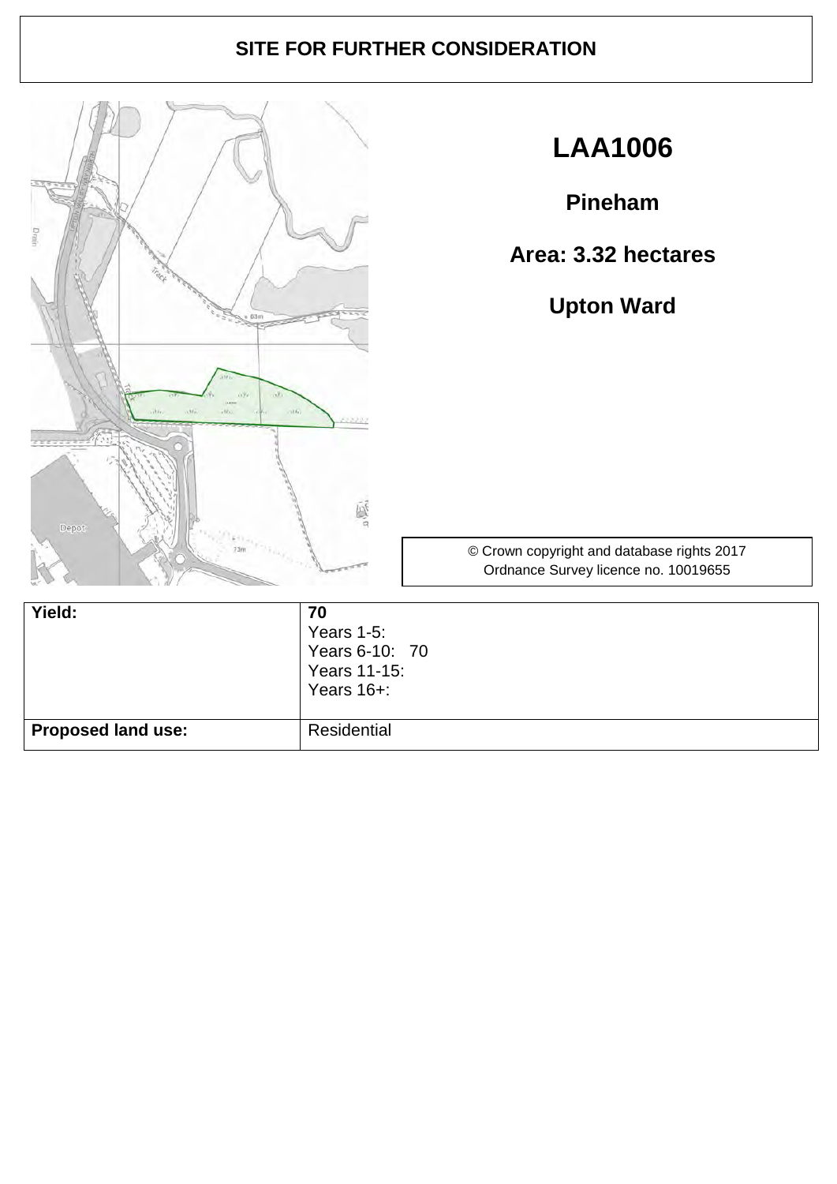**SITE FOR FURTHER CONSIDERATION**

# LAA1006

## Pineham

## Area: 3.32 hectares

## Upton Ward

© Crown copyright and database rights 2017
Ordnance Survey licence no. 10019655

| | |
|---|---|
| **Yield:** | **70**<br>Years 1-5:<br>Years 6-10: 70<br>Years 11-15:<br>Years 16+: |
| **Proposed land use:** | Residential |